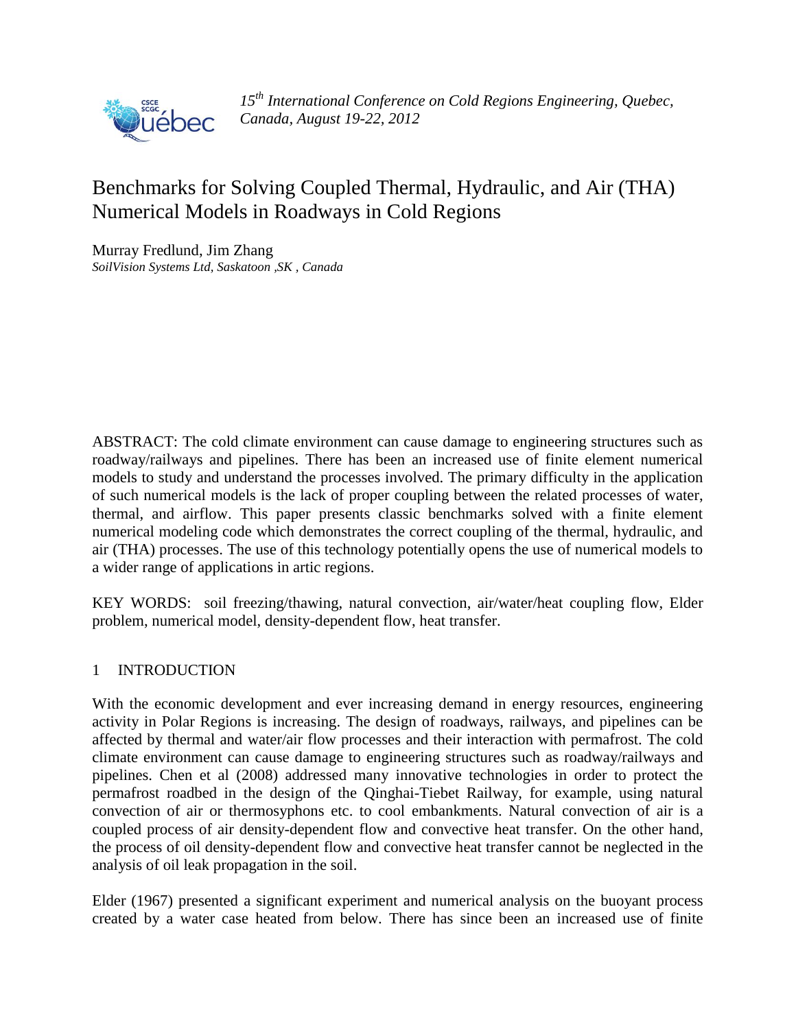*15th International Conference on Cold Regions Engineering, Quebec, Canada, August 19-22, 2012*

# Benchmarks for Solving Coupled Thermal, Hydraulic, and Air (THA) Numerical Models in Roadways in Cold Regions

Murray Fredlund, Jim Zhang
*SoilVision Systems Ltd, Saskatoon ,SK , Canada*

ABSTRACT: The cold climate environment can cause damage to engineering structures such as roadway/railways and pipelines. There has been an increased use of finite element numerical models to study and understand the processes involved. The primary difficulty in the application of such numerical models is the lack of proper coupling between the related processes of water, thermal, and airflow. This paper presents classic benchmarks solved with a finite element numerical modeling code which demonstrates the correct coupling of the thermal, hydraulic, and air (THA) processes. The use of this technology potentially opens the use of numerical models to a wider range of applications in artic regions.

KEY WORDS: soil freezing/thawing, natural convection, air/water/heat coupling flow, Elder problem, numerical model, density-dependent flow, heat transfer.

## 1 INTRODUCTION

With the economic development and ever increasing demand in energy resources, engineering activity in Polar Regions is increasing. The design of roadways, railways, and pipelines can be affected by thermal and water/air flow processes and their interaction with permafrost. The cold climate environment can cause damage to engineering structures such as roadway/railways and pipelines. Chen et al (2008) addressed many innovative technologies in order to protect the permafrost roadbed in the design of the Qinghai-Tiebet Railway, for example, using natural convection of air or thermosyphons etc. to cool embankments. Natural convection of air is a coupled process of air density-dependent flow and convective heat transfer. On the other hand, the process of oil density-dependent flow and convective heat transfer cannot be neglected in the analysis of oil leak propagation in the soil.

Elder (1967) presented a significant experiment and numerical analysis on the buoyant process created by a water case heated from below. There has since been an increased use of finite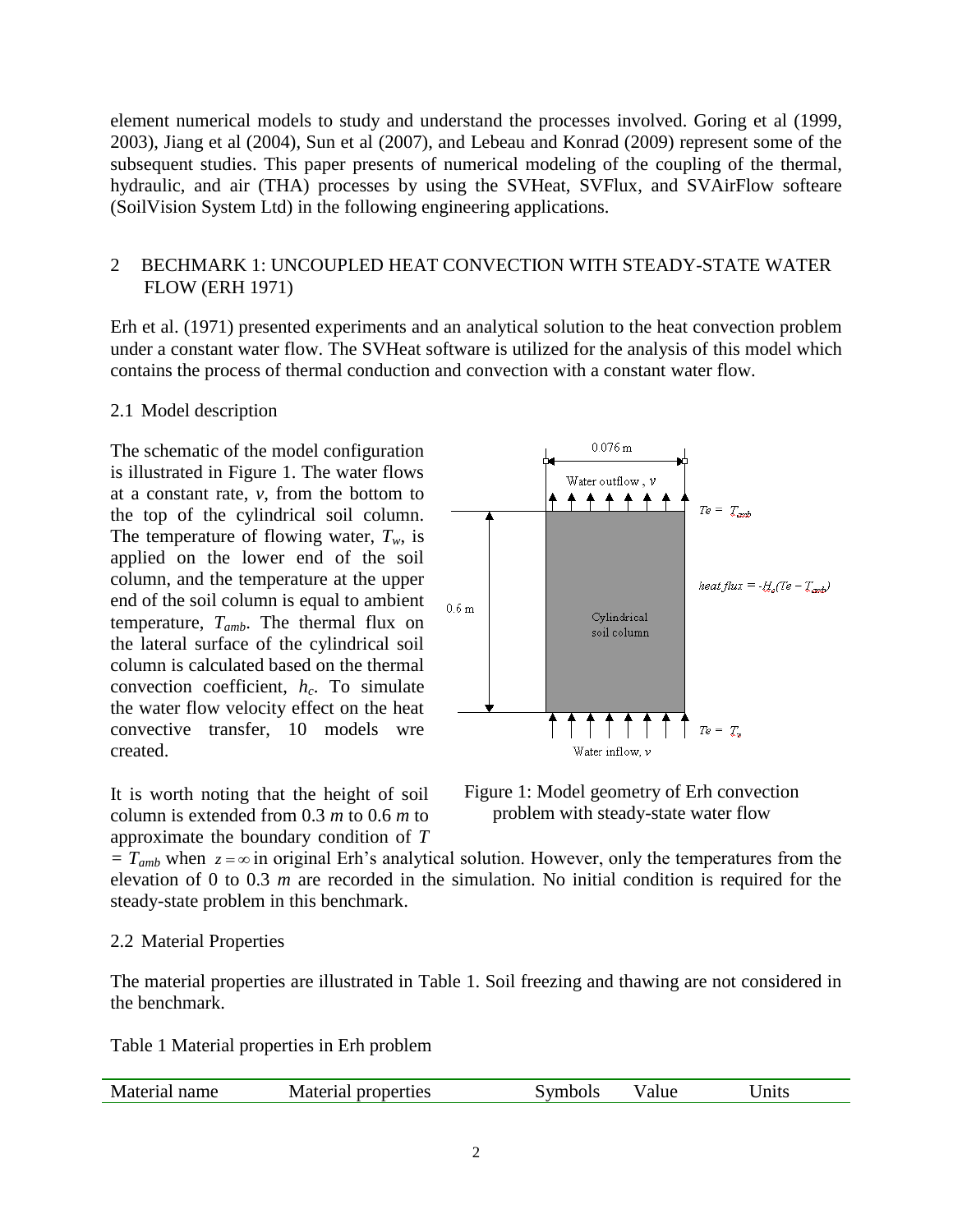element numerical models to study and understand the processes involved. Goring et al (1999, 2003), Jiang et al (2004), Sun et al (2007), and Lebeau and Konrad (2009) represent some of the subsequent studies. This paper presents of numerical modeling of the coupling of the thermal, hydraulic, and air (THA) processes by using the SVHeat, SVFlux, and SVAirFlow softeare (SoilVision System Ltd) in the following engineering applications.

## 2 BECHMARK 1: UNCOUPLED HEAT CONVECTION WITH STEADY-STATE WATER FLOW (ERH 1971)

Erh et al. (1971) presented experiments and an analytical solution to the heat convection problem under a constant water flow. The SVHeat software is utilized for the analysis of this model which contains the process of thermal conduction and convection with a constant water flow.

### 2.1 Model description

The schematic of the model configuration is illustrated in Figure 1. The water flows at a constant rate, *v*, from the bottom to the top of the cylindrical soil column. The temperature of flowing water, $T_w$, is applied on the lower end of the soil column, and the temperature at the upper end of the soil column is equal to ambient temperature, $T_{amb}$. The thermal flux on the lateral surface of the cylindrical soil column is calculated based on the thermal convection coefficient, $h_c$. To simulate the water flow velocity effect on the heat convective transfer, 10 models wre created.

Figure 1: Model geometry of Erh convection problem with steady-state water flow

It is worth noting that the height of soil column is extended from 0.3 *m* to 0.6 *m* to approximate the boundary condition of $T = T_{amb}$ when $z = \infty$ in original Erh's analytical solution. However, only the temperatures from the elevation of 0 to 0.3 *m* are recorded in the simulation. No initial condition is required for the steady-state problem in this benchmark.

### 2.2 Material Properties

The material properties are illustrated in Table 1. Soil freezing and thawing are not considered in the benchmark.

Table 1 Material properties in Erh problem

| Material name | Material properties | Symbols | Value | Units |
|---|---|---|---|---|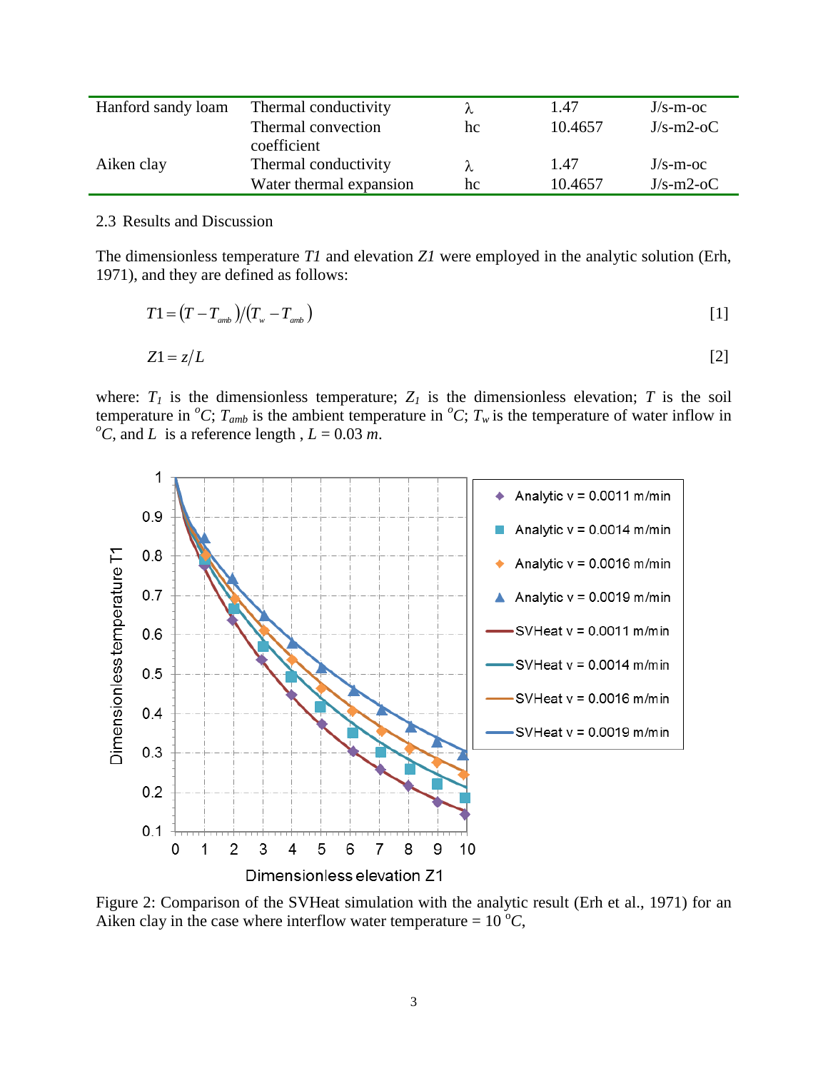| | | | | |
|---|---|---|---|---|
| Hanford sandy loam | Thermal conductivity | λ | 1.47 | J/s-m-oc |
| | Thermal convection coefficient | hc | 10.4657 | J/s-m2-oC |
| Aiken clay | Thermal conductivity | λ | 1.47 | J/s-m-oc |
| | Water thermal expansion | hc | 10.4657 | J/s-m2-oC |

## 2.3 Results and Discussion

The dimensionless temperature *T1* and elevation *Z1* were employed in the analytic solution (Erh, 1971), and they are defined as follows:

$$T1 = (T - T_{amb})/(T_w - T_{amb}) \tag{1}$$

$$Z1 = z/L \tag{2}$$

where: $T_1$ is the dimensionless temperature; $Z_1$ is the dimensionless elevation; $T$ is the soil temperature in $^oC$; $T_{amb}$ is the ambient temperature in $^oC$; $T_w$ is the temperature of water inflow in $^oC$, and $L$ is a reference length , $L$ = 0.03 *m*.

Figure 2: Comparison of the SVHeat simulation with the analytic result (Erh et al., 1971) for an Aiken clay in the case where interflow water temperature = 10 $^oC$,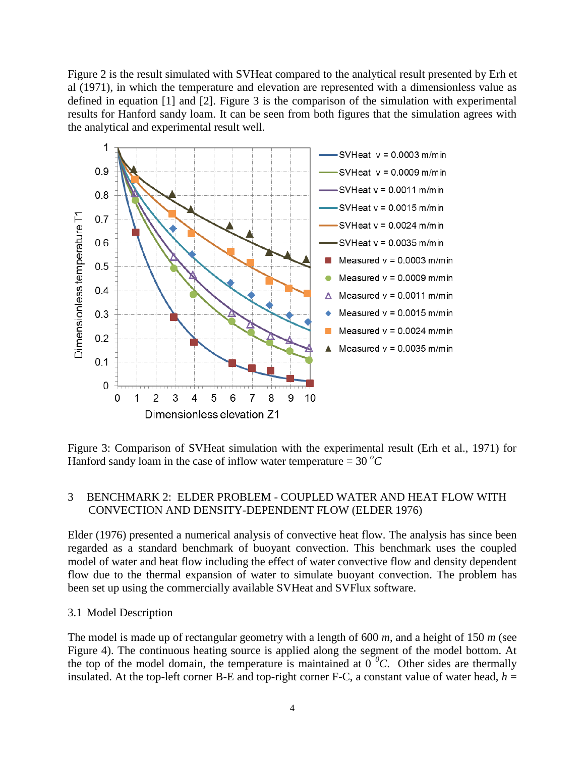Figure 2 is the result simulated with SVHeat compared to the analytical result presented by Erh et al (1971), in which the temperature and elevation are represented with a dimensionless value as defined in equation [1] and [2]. Figure 3 is the comparison of the simulation with experimental results for Hanford sandy loam. It can be seen from both figures that the simulation agrees with the analytical and experimental result well.

Figure 3: Comparison of SVHeat simulation with the experimental result (Erh et al., 1971) for Hanford sandy loam in the case of inflow water temperature = 30 $^{o}C$

## 3 BENCHMARK 2: ELDER PROBLEM - COUPLED WATER AND HEAT FLOW WITH CONVECTION AND DENSITY-DEPENDENT FLOW (ELDER 1976)

Elder (1976) presented a numerical analysis of convective heat flow. The analysis has since been regarded as a standard benchmark of buoyant convection. This benchmark uses the coupled model of water and heat flow including the effect of water convective flow and density dependent flow due to the thermal expansion of water to simulate buoyant convection. The problem has been set up using the commercially available SVHeat and SVFlux software.

### 3.1 Model Description

The model is made up of rectangular geometry with a length of 600 *m*, and a height of 150 *m* (see Figure 4). The continuous heating source is applied along the segment of the model bottom. At the top of the model domain, the temperature is maintained at 0 $^{0}C$. Other sides are thermally insulated. At the top-left corner B-E and top-right corner F-C, a constant value of water head, $h$ =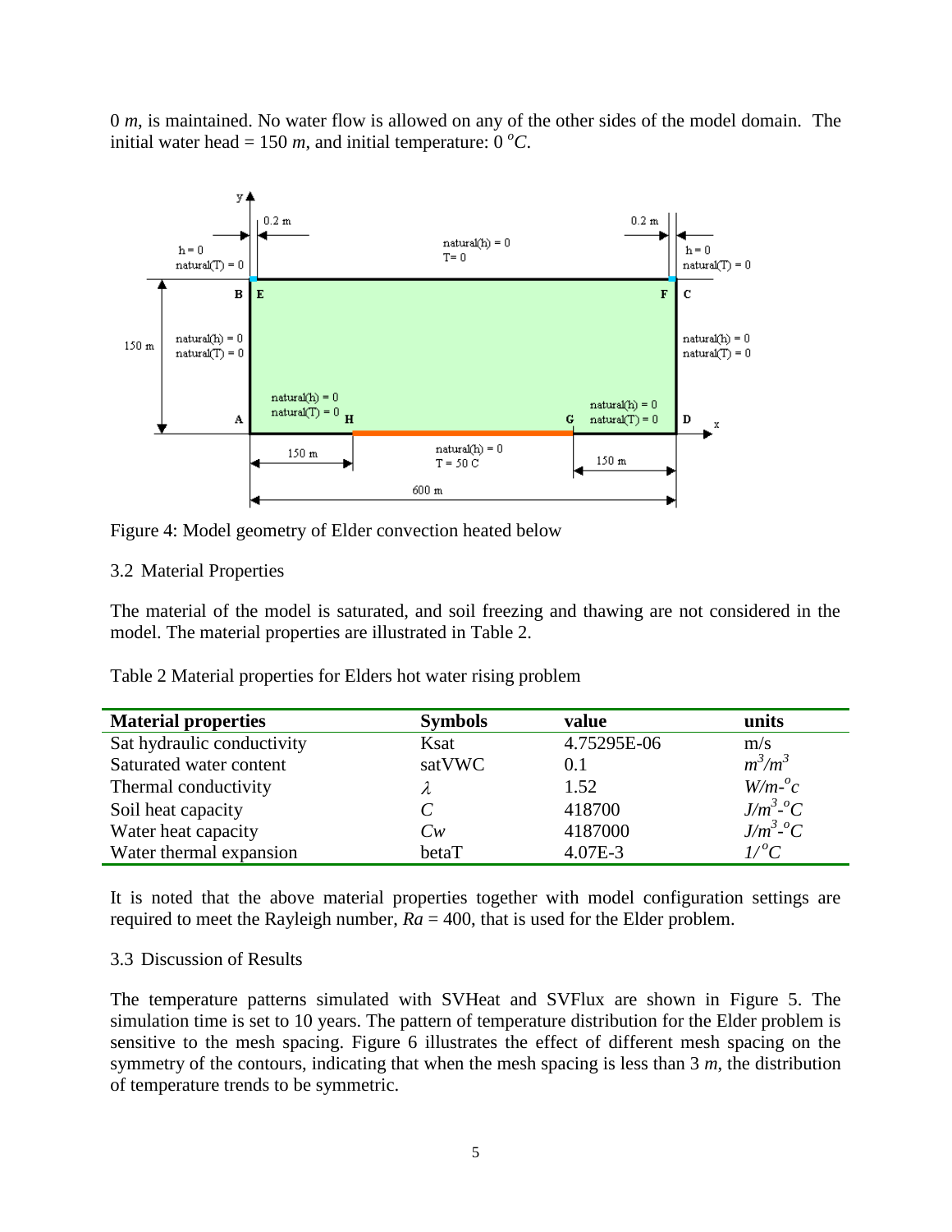0 *m*, is maintained. No water flow is allowed on any of the other sides of the model domain. The initial water head = 150 *m*, and initial temperature: 0 $^oC$.

Figure 4: Model geometry of Elder convection heated below

### 3.2 Material Properties

The material of the model is saturated, and soil freezing and thawing are not considered in the model. The material properties are illustrated in Table 2.

Table 2 Material properties for Elders hot water rising problem

| **Material properties** | **Symbols** | **value** | **units** |
|---|---|---|---|
| Sat hydraulic conductivity | Ksat | 4.75295E-06 | m/s |
| Saturated water content | satVWC | 0.1 | $m^3/m^3$ |
| Thermal conductivity | $\lambda$ | 1.52 | $W/m\text{-}^oc$ |
| Soil heat capacity | $C$ | 418700 | $J/m^3\text{-}^oC$ |
| Water heat capacity | $Cw$ | 4187000 | $J/m^3\text{-}^oC$ |
| Water thermal expansion | betaT | 4.07E-3 | $1/^oC$ |

It is noted that the above material properties together with model configuration settings are required to meet the Rayleigh number, $Ra$ = 400, that is used for the Elder problem.

### 3.3 Discussion of Results

The temperature patterns simulated with SVHeat and SVFlux are shown in Figure 5. The simulation time is set to 10 years. The pattern of temperature distribution for the Elder problem is sensitive to the mesh spacing. Figure 6 illustrates the effect of different mesh spacing on the symmetry of the contours, indicating that when the mesh spacing is less than 3 *m*, the distribution of temperature trends to be symmetric.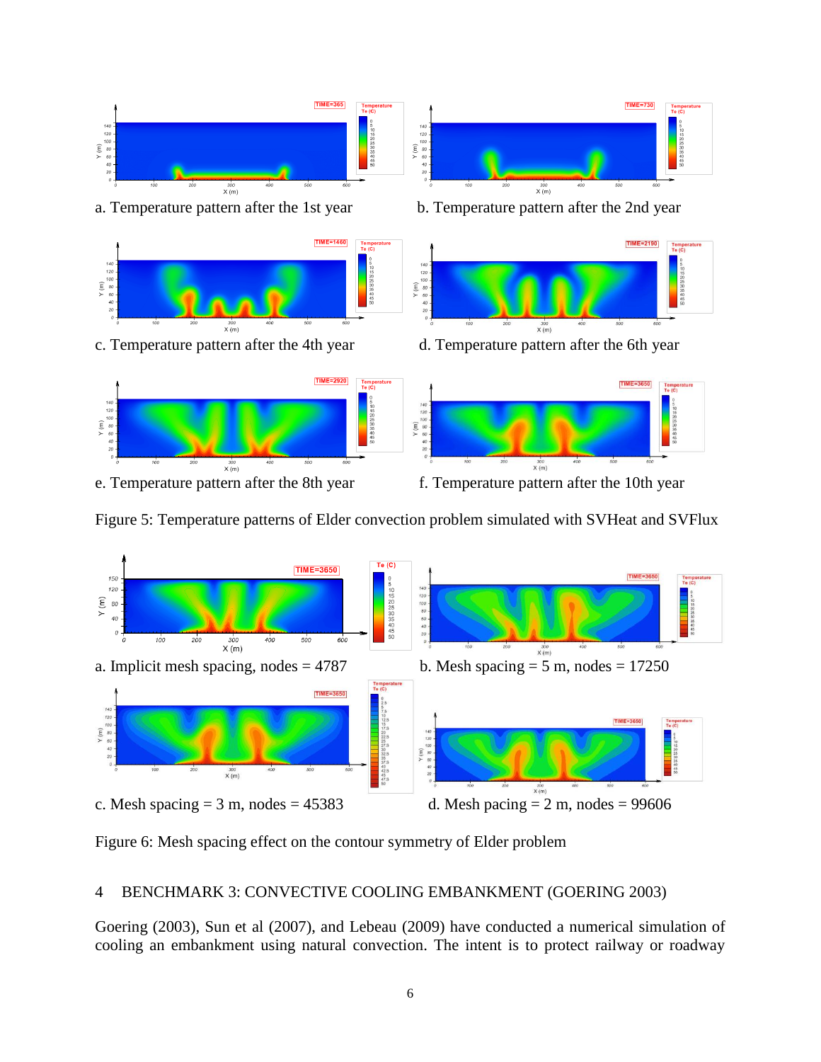a. Temperature pattern after the 1st year

b. Temperature pattern after the 2nd year

c. Temperature pattern after the 4th year

d. Temperature pattern after the 6th year

e. Temperature pattern after the 8th year

f. Temperature pattern after the 10th year

Figure 5: Temperature patterns of Elder convection problem simulated with SVHeat and SVFlux

a. Implicit mesh spacing, nodes = 4787

b. Mesh spacing = 5 m, nodes = 17250

c. Mesh spacing = 3 m, nodes = 45383

d. Mesh pacing = 2 m, nodes = 99606

Figure 6: Mesh spacing effect on the contour symmetry of Elder problem

## 4 BENCHMARK 3: CONVECTIVE COOLING EMBANKMENT (GOERING 2003)

Goering (2003), Sun et al (2007), and Lebeau (2009) have conducted a numerical simulation of cooling an embankment using natural convection. The intent is to protect railway or roadway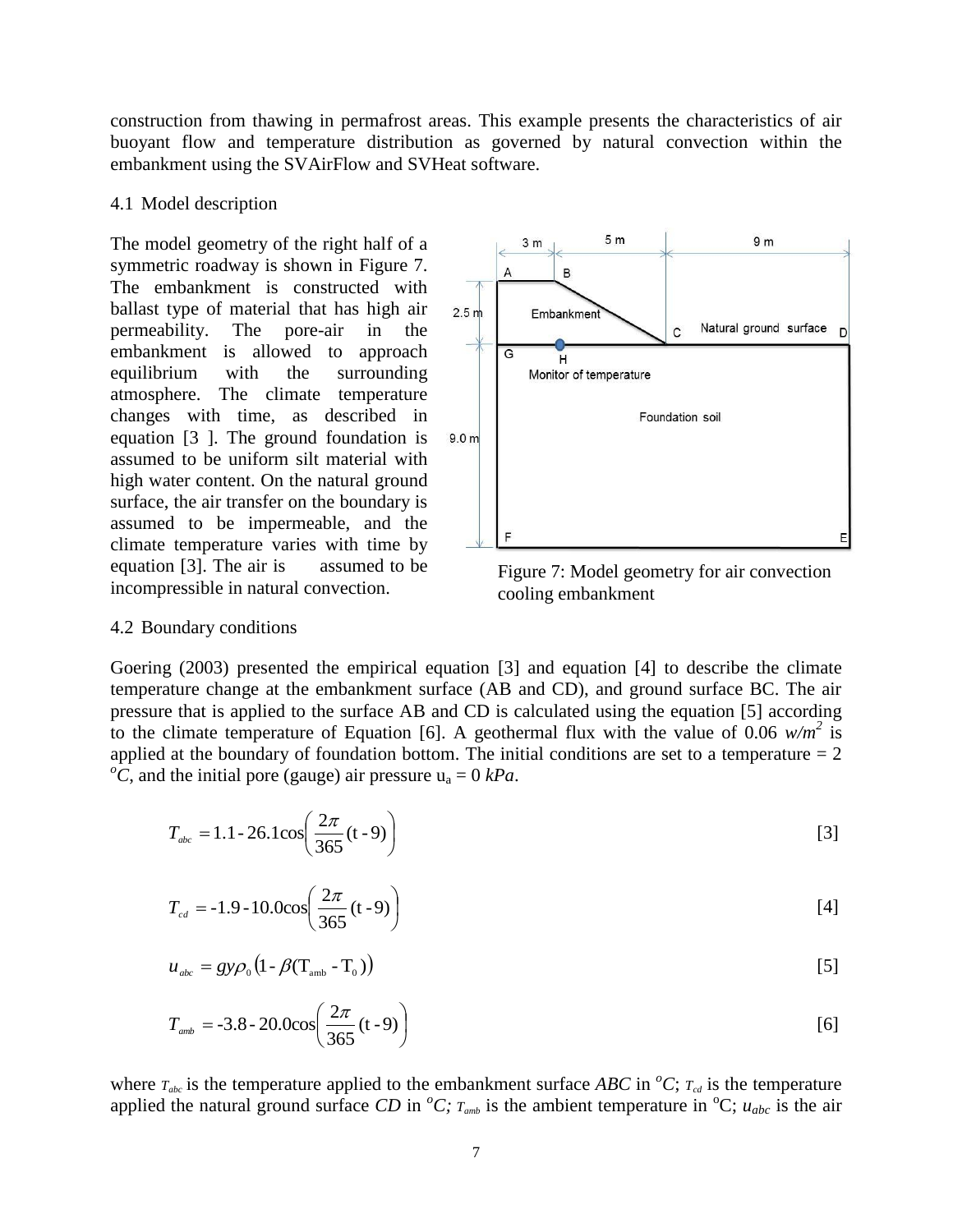construction from thawing in permafrost areas. This example presents the characteristics of air buoyant flow and temperature distribution as governed by natural convection within the embankment using the SVAirFlow and SVHeat software.

### 4.1 Model description

The model geometry of the right half of a symmetric roadway is shown in Figure 7. The embankment is constructed with ballast type of material that has high air permeability. The pore-air in the embankment is allowed to approach equilibrium with the surrounding atmosphere. The climate temperature changes with time, as described in equation [3 ]. The ground foundation is assumed to be uniform silt material with high water content. On the natural ground surface, the air transfer on the boundary is assumed to be impermeable, and the climate temperature varies with time by equation [3]. The air is assumed to be incompressible in natural convection.

Figure 7: Model geometry for air convection cooling embankment

### 4.2 Boundary conditions

Goering (2003) presented the empirical equation [3] and equation [4] to describe the climate temperature change at the embankment surface (AB and CD), and ground surface BC. The air pressure that is applied to the surface AB and CD is calculated using the equation [5] according to the climate temperature of Equation [6]. A geothermal flux with the value of 0.06 $w/m^2$ is applied at the boundary of foundation bottom. The initial conditions are set to a temperature = 2 $^oC$, and the initial pore (gauge) air pressure $u_a$ = 0 *kPa*.

$$T_{abc} = 1.1 - 26.1\cos\left(\frac{2\pi}{365}(t-9)\right) \qquad [3]$$

$$T_{cd} = -1.9 - 10.0\cos\left(\frac{2\pi}{365}(t-9)\right) \qquad [4]$$

$$u_{abc} = gy\rho_0\left(1 - \beta(T_{amb} - T_0)\right) \qquad [5]$$

$$T_{amb} = -3.8 - 20.0\cos\left(\frac{2\pi}{365}(t-9)\right) \qquad [6]$$

where $T_{abc}$ is the temperature applied to the embankment surface *ABC* in $^oC$; $T_{cd}$ is the temperature applied the natural ground surface *CD* in $^oC$; $T_{amb}$ is the ambient temperature in $^oC$; $u_{abc}$ is the air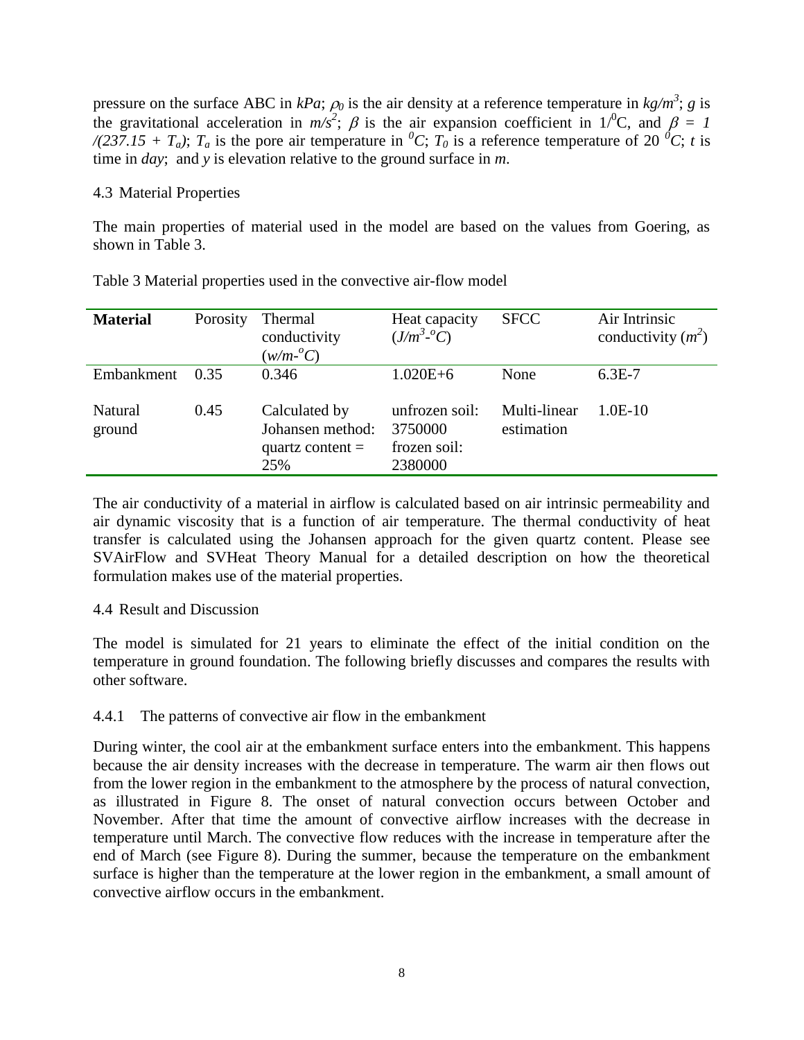pressure on the surface ABC in *kPa*; $\rho_0$ is the air density at a reference temperature in $kg/m^3$; *g* is the gravitational acceleration in $m/s^2$; $\beta$ is the air expansion coefficient in $1/^0C$, and $\beta = 1/(237.15 + T_a)$; $T_a$ is the pore air temperature in $^0C$; $T_0$ is a reference temperature of 20 $^0C$; *t* is time in *day*; and *y* is elevation relative to the ground surface in *m*.

### 4.3 Material Properties

The main properties of material used in the model are based on the values from Goering, as shown in Table 3.

Table 3 Material properties used in the convective air-flow model

| **Material** | Porosity | Thermal conductivity ($w/m$-$^oC$) | Heat capacity ($J/m^3$-$^oC$) | SFCC | Air Intrinsic conductivity ($m^2$) |
|---|---|---|---|---|---|
| Embankment | 0.35 | 0.346 | 1.020E+6 | None | 6.3E-7 |
| Natural ground | 0.45 | Calculated by Johansen method: quartz content = 25% | unfrozen soil: 3750000 frozen soil: 2380000 | Multi-linear estimation | 1.0E-10 |

The air conductivity of a material in airflow is calculated based on air intrinsic permeability and air dynamic viscosity that is a function of air temperature. The thermal conductivity of heat transfer is calculated using the Johansen approach for the given quartz content. Please see SVAirFlow and SVHeat Theory Manual for a detailed description on how the theoretical formulation makes use of the material properties.

### 4.4 Result and Discussion

The model is simulated for 21 years to eliminate the effect of the initial condition on the temperature in ground foundation. The following briefly discusses and compares the results with other software.

#### 4.4.1 The patterns of convective air flow in the embankment

During winter, the cool air at the embankment surface enters into the embankment. This happens because the air density increases with the decrease in temperature. The warm air then flows out from the lower region in the embankment to the atmosphere by the process of natural convection, as illustrated in Figure 8. The onset of natural convection occurs between October and November. After that time the amount of convective airflow increases with the decrease in temperature until March. The convective flow reduces with the increase in temperature after the end of March (see Figure 8). During the summer, because the temperature on the embankment surface is higher than the temperature at the lower region in the embankment, a small amount of convective airflow occurs in the embankment.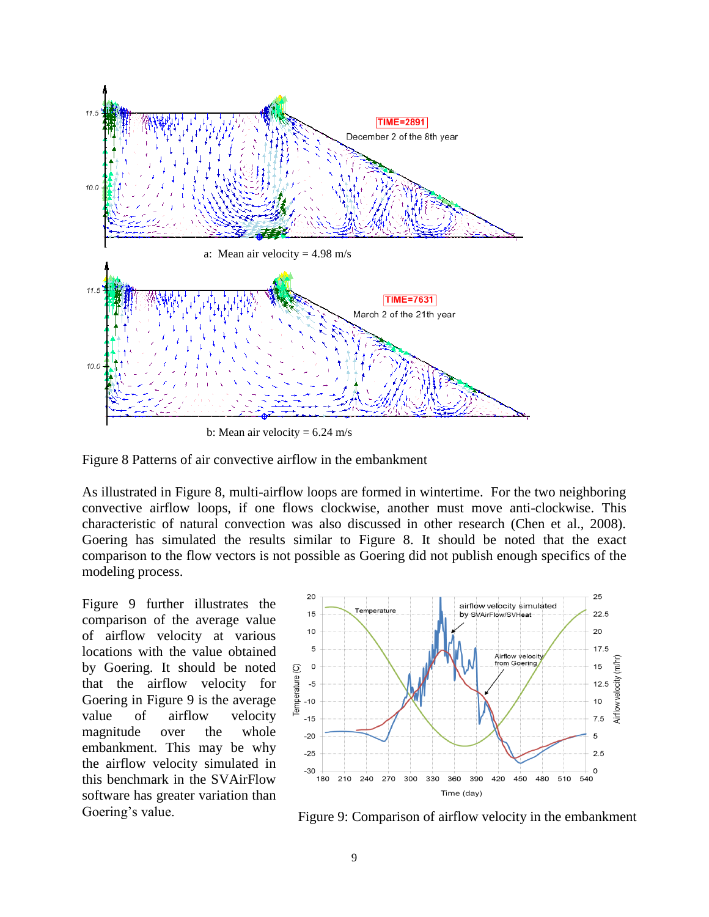a: Mean air velocity = 4.98 m/s

b: Mean air velocity = 6.24 m/s

Figure 8 Patterns of air convective airflow in the embankment

As illustrated in Figure 8, multi-airflow loops are formed in wintertime. For the two neighboring convective airflow loops, if one flows clockwise, another must move anti-clockwise. This characteristic of natural convection was also discussed in other research (Chen et al., 2008). Goering has simulated the results similar to Figure 8. It should be noted that the exact comparison to the flow vectors is not possible as Goering did not publish enough specifics of the modeling process.

Figure 9 further illustrates the comparison of the average value of airflow velocity at various locations with the value obtained by Goering. It should be noted that the airflow velocity for Goering in Figure 9 is the average value of airflow velocity magnitude over the whole embankment. This may be why the airflow velocity simulated in this benchmark in the SVAirFlow software has greater variation than Goering's value.

Figure 9: Comparison of airflow velocity in the embankment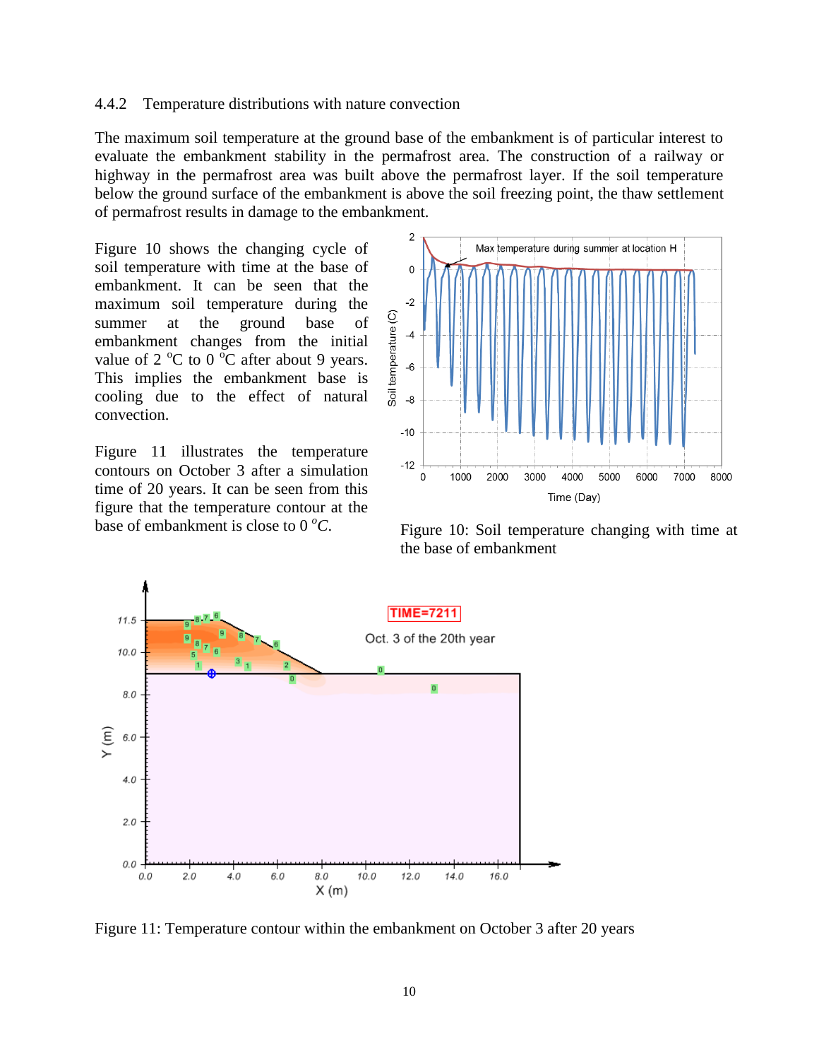### 4.4.2 Temperature distributions with nature convection

The maximum soil temperature at the ground base of the embankment is of particular interest to evaluate the embankment stability in the permafrost area. The construction of a railway or highway in the permafrost area was built above the permafrost layer. If the soil temperature below the ground surface of the embankment is above the soil freezing point, the thaw settlement of permafrost results in damage to the embankment.

Figure 10 shows the changing cycle of soil temperature with time at the base of embankment. It can be seen that the maximum soil temperature during the summer at the ground base of embankment changes from the initial value of 2 $^{o}$C to 0 $^{o}$C after about 9 years. This implies the embankment base is cooling due to the effect of natural convection.

Figure 11 illustrates the temperature contours on October 3 after a simulation time of 20 years. It can be seen from this figure that the temperature contour at the base of embankment is close to 0 $^{o}C$.

Figure 10: Soil temperature changing with time at the base of embankment

Figure 11: Temperature contour within the embankment on October 3 after 20 years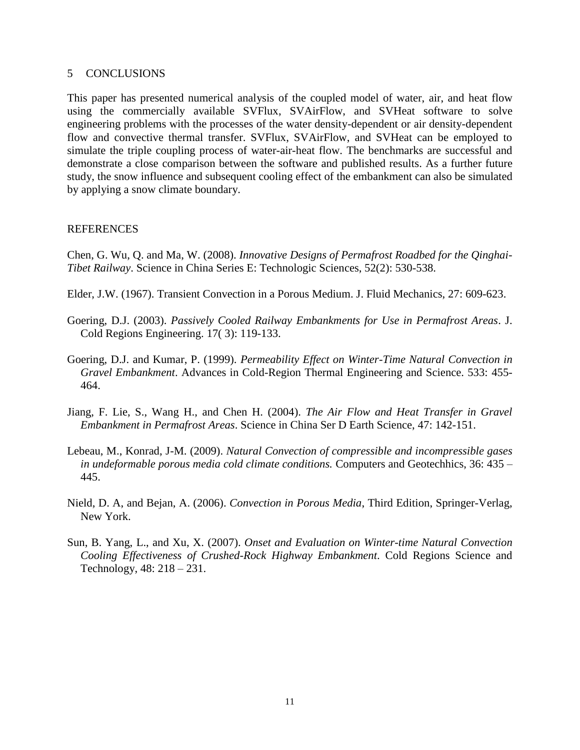## 5 CONCLUSIONS

This paper has presented numerical analysis of the coupled model of water, air, and heat flow using the commercially available SVFlux, SVAirFlow, and SVHeat software to solve engineering problems with the processes of the water density-dependent or air density-dependent flow and convective thermal transfer. SVFlux, SVAirFlow, and SVHeat can be employed to simulate the triple coupling process of water-air-heat flow. The benchmarks are successful and demonstrate a close comparison between the software and published results. As a further future study, the snow influence and subsequent cooling effect of the embankment can also be simulated by applying a snow climate boundary.

## REFERENCES

Chen, G. Wu, Q. and Ma, W. (2008). *Innovative Designs of Permafrost Roadbed for the Qinghai-Tibet Railway*. Science in China Series E: Technologic Sciences, 52(2): 530-538.

Elder, J.W. (1967). Transient Convection in a Porous Medium. J. Fluid Mechanics, 27: 609-623.

Goering, D.J. (2003). *Passively Cooled Railway Embankments for Use in Permafrost Areas*. J. Cold Regions Engineering. 17( 3): 119-133.

Goering, D.J. and Kumar, P. (1999). *Permeability Effect on Winter-Time Natural Convection in Gravel Embankment*. Advances in Cold-Region Thermal Engineering and Science. 533: 455-464.

Jiang, F. Lie, S., Wang H., and Chen H. (2004). *The Air Flow and Heat Transfer in Gravel Embankment in Permafrost Areas*. Science in China Ser D Earth Science, 47: 142-151.

Lebeau, M., Konrad, J-M. (2009). *Natural Convection of compressible and incompressible gases in undeformable porous media cold climate conditions.* Computers and Geotechhics, 36: 435 – 445.

Nield, D. A, and Bejan, A. (2006). *Convection in Porous Media*, Third Edition, Springer-Verlag, New York.

Sun, B. Yang, L., and Xu, X. (2007). *Onset and Evaluation on Winter-time Natural Convection Cooling Effectiveness of Crushed-Rock Highway Embankment*. Cold Regions Science and Technology, 48: 218 – 231.